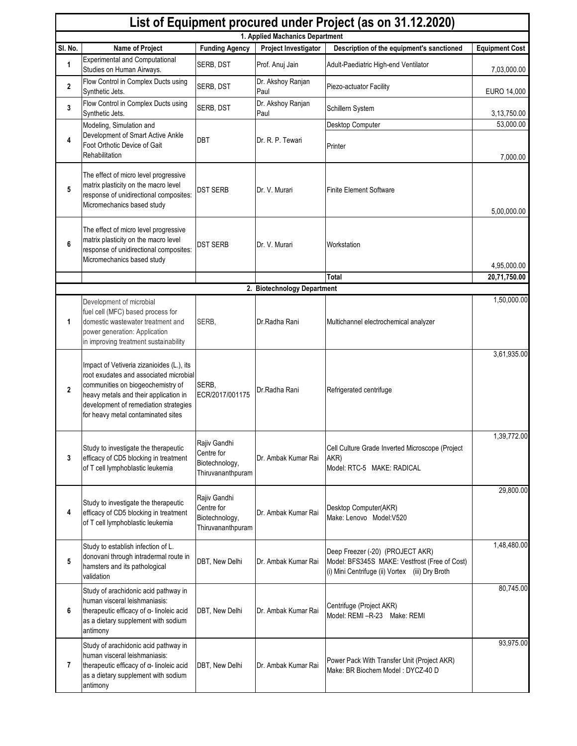# List of Equipment procured under Project (as on 31.12.2020)

## 1. Applied Machanics Department

| Sl. No. | Name of Project | Funding Agency | Project Investigator | Description of the equipment's sanctioned | Equipment Cost |
|---|---|---|---|---|---|
| 1 | Experimental and Computational Studies on Human Airways. | SERB, DST | Prof. Anuj Jain | Adult-Paediatric High-end Ventilator | 7,03,000.00 |
| 2 | Flow Control in Complex Ducts using Synthetic Jets. | SERB, DST | Dr. Akshoy Ranjan Paul | Piezo-actuator Facility | EURO 14,000 |
| 3 | Flow Control in Complex Ducts using Synthetic Jets. | SERB, DST | Dr. Akshoy Ranjan Paul | Schillern System | 3,13,750.00 |
| 4 | Modeling, Simulation and Development of Smart Active Ankle Foot Orthotic Device of Gait Rehabilitation | DBT | Dr. R. P. Tewari | Desktop Computer | 53,000.00 |
| | | | | Printer | 7,000.00 |
| 5 | The effect of micro level progressive matrix plasticity on the macro level response of unidirectional composites: Micromechanics based study | DST SERB | Dr. V. Murari | Finite Element Software | 5,00,000.00 |
| 6 | The effect of micro level progressive matrix plasticity on the macro level response of unidirectional composites: Micromechanics based study | DST SERB | Dr. V. Murari | Workstation | 4,95,000.00 |
| | | | | **Total** | **20,71,750.00** |

## 2. Biotechnology Department

| Sl. No. | Name of Project | Funding Agency | Project Investigator | Description of the equipment's sanctioned | Equipment Cost |
|---|---|---|---|---|---|
| 1 | Development of microbial fuel cell (MFC) based process for domestic wastewater treatment and power generation: Application in improving treatment sustainability | SERB, | Dr.Radha Rani | Multichannel electrochemical analyzer | 1,50,000.00 |
| 2 | Impact of Vetiveria zizanioides (L.), its root exudates and associated microbial communities on biogeochemistry of heavy metals and their application in development of remediation strategies for heavy metal contaminated sites | SERB, ECR/2017/001175 | Dr.Radha Rani | Refrigerated centrifuge | 3,61,935.00 |
| 3 | Study to investigate the therapeutic efficacy of CD5 blocking in treatment of T cell lymphoblastic leukemia | Rajiv Gandhi Centre for Biotechnology, Thiruvananthpuram | Dr. Ambak Kumar Rai | Cell Culture Grade Inverted Microscope (Project AKR) Model: RTC-5 MAKE: RADICAL | 1,39,772.00 |
| 4 | Study to investigate the therapeutic efficacy of CD5 blocking in treatment of T cell lymphoblastic leukemia | Rajiv Gandhi Centre for Biotechnology, Thiruvananthpuram | Dr. Ambak Kumar Rai | Desktop Computer(AKR) Make: Lenovo Model:V520 | 29,800.00 |
| 5 | Study to establish infection of L. donovani through intradermal route in hamsters and its pathological validation | DBT, New Delhi | Dr. Ambak Kumar Rai | Deep Freezer (-20) (PROJECT AKR) Model: BFS345S MAKE: Vestfrost (Free of Cost) (i) Mini Centrifuge (ii) Vortex (iii) Dry Broth | 1,48,480.00 |
| 6 | Study of arachidonic acid pathway in human visceral leishmaniasis: therapeutic efficacy of α- linoleic acid as a dietary supplement with sodium antimony | DBT, New Delhi | Dr. Ambak Kumar Rai | Centrifuge (Project AKR) Model: REMI –R-23 Make: REMI | 80,745.00 |
| 7 | Study of arachidonic acid pathway in human visceral leishmaniasis: therapeutic efficacy of α- linoleic acid as a dietary supplement with sodium antimony | DBT, New Delhi | Dr. Ambak Kumar Rai | Power Pack With Transfer Unit (Project AKR) Make: BR Biochem Model : DYCZ-40 D | 93,975.00 |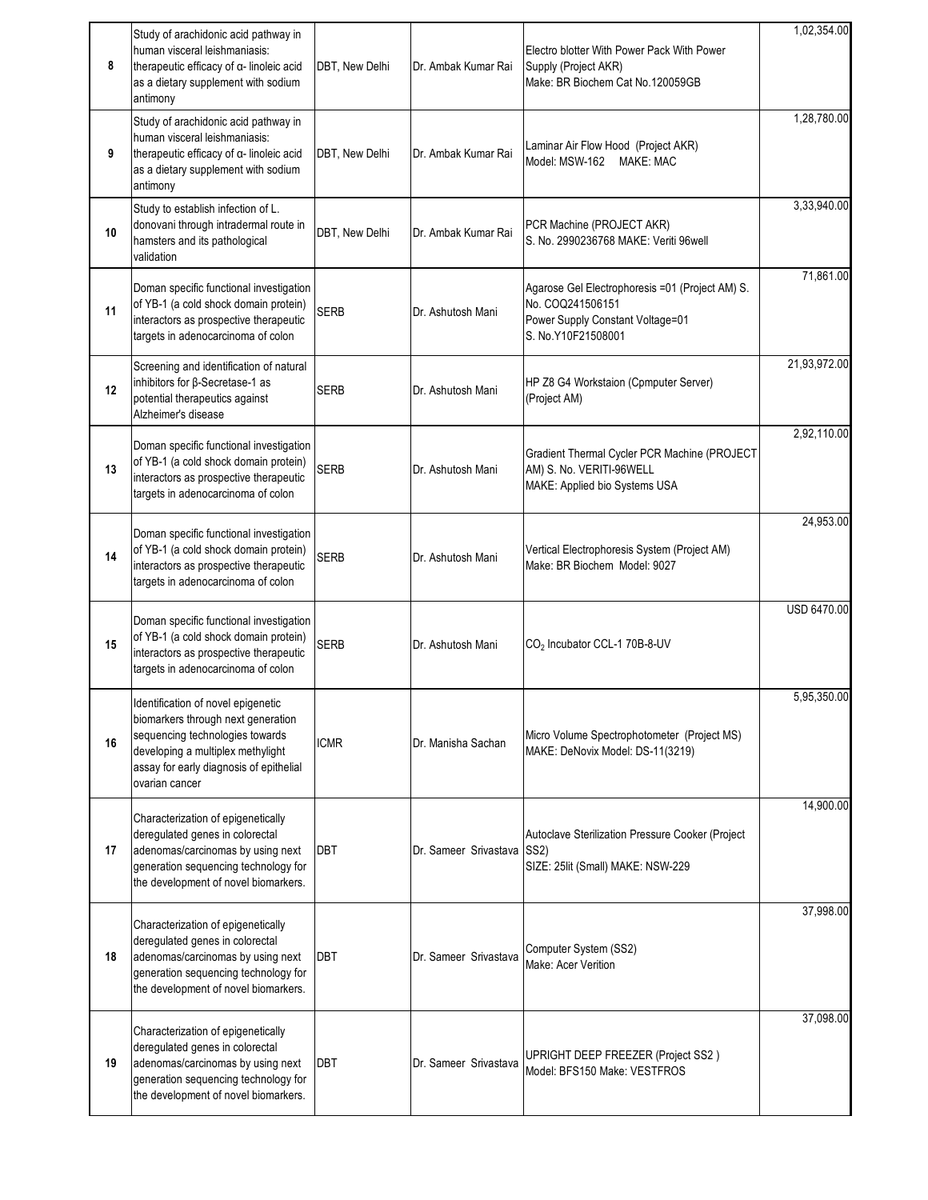| | | | | | |
|---|---|---|---|---|---|
| 8 | Study of arachidonic acid pathway in human visceral leishmaniasis: therapeutic efficacy of α- linoleic acid as a dietary supplement with sodium antimony | DBT, New Delhi | Dr. Ambak Kumar Rai | Electro blotter With Power Pack With Power Supply (Project AKR) Make: BR Biochem Cat No.120059GB | 1,02,354.00 |
| 9 | Study of arachidonic acid pathway in human visceral leishmaniasis: therapeutic efficacy of α- linoleic acid as a dietary supplement with sodium antimony | DBT, New Delhi | Dr. Ambak Kumar Rai | Laminar Air Flow Hood (Project AKR) Model: MSW-162 MAKE: MAC | 1,28,780.00 |
| 10 | Study to establish infection of L. donovani through intradermal route in hamsters and its pathological validation | DBT, New Delhi | Dr. Ambak Kumar Rai | PCR Machine (PROJECT AKR) S. No. 2990236768 MAKE: Veriti 96well | 3,33,940.00 |
| 11 | Doman specific functional investigation of YB-1 (a cold shock domain protein) interactors as prospective therapeutic targets in adenocarcinoma of colon | SERB | Dr. Ashutosh Mani | Agarose Gel Electrophoresis =01 (Project AM) S. No. COQ241506151 Power Supply Constant Voltage=01 S. No.Y10F21508001 | 71,861.00 |
| 12 | Screening and identification of natural inhibitors for β-Secretase-1 as potential therapeutics against Alzheimer's disease | SERB | Dr. Ashutosh Mani | HP Z8 G4 Workstaion (Cpmputer Server) (Project AM) | 21,93,972.00 |
| 13 | Doman specific functional investigation of YB-1 (a cold shock domain protein) interactors as prospective therapeutic targets in adenocarcinoma of colon | SERB | Dr. Ashutosh Mani | Gradient Thermal Cycler PCR Machine (PROJECT AM) S. No. VERITI-96WELL MAKE: Applied bio Systems USA | 2,92,110.00 |
| 14 | Doman specific functional investigation of YB-1 (a cold shock domain protein) interactors as prospective therapeutic targets in adenocarcinoma of colon | SERB | Dr. Ashutosh Mani | Vertical Electrophoresis System (Project AM) Make: BR Biochem Model: 9027 | 24,953.00 |
| 15 | Doman specific functional investigation of YB-1 (a cold shock domain protein) interactors as prospective therapeutic targets in adenocarcinoma of colon | SERB | Dr. Ashutosh Mani | $CO_2$ Incubator CCL-1 70B-8-UV | USD 6470.00 |
| 16 | Identification of novel epigenetic biomarkers through next generation sequencing technologies towards developing a multiplex methylight assay for early diagnosis of epithelial ovarian cancer | ICMR | Dr. Manisha Sachan | Micro Volume Spectrophotometer (Project MS) MAKE: DeNovix Model: DS-11(3219) | 5,95,350.00 |
| 17 | Characterization of epigenetically deregulated genes in colorectal adenomas/carcinomas by using next generation sequencing technology for the development of novel biomarkers. | DBT | Dr. Sameer Srivastava | Autoclave Sterilization Pressure Cooker (Project SS2) SIZE: 25lit (Small) MAKE: NSW-229 | 14,900.00 |
| 18 | Characterization of epigenetically deregulated genes in colorectal adenomas/carcinomas by using next generation sequencing technology for the development of novel biomarkers. | DBT | Dr. Sameer Srivastava | Computer System (SS2) Make: Acer Verition | 37,998.00 |
| 19 | Characterization of epigenetically deregulated genes in colorectal adenomas/carcinomas by using next generation sequencing technology for the development of novel biomarkers. | DBT | Dr. Sameer Srivastava | UPRIGHT DEEP FREEZER (Project SS2 ) Model: BFS150 Make: VESTFROS | 37,098.00 |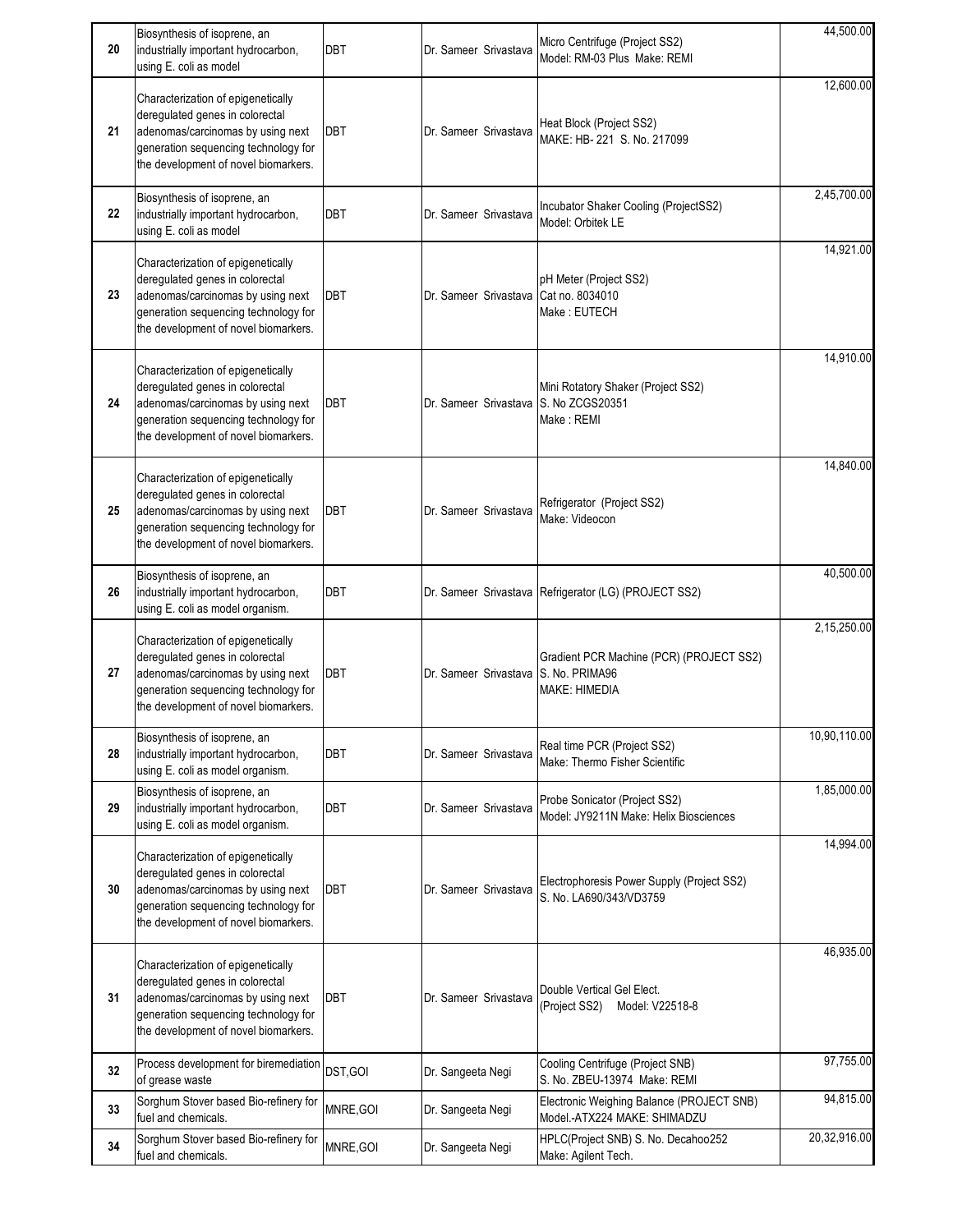| 20 | Biosynthesis of isoprene, an industrially important hydrocarbon, using E. coli as model | DBT | Dr. Sameer Srivastava | Micro Centrifuge (Project SS2) Model: RM-03 Plus Make: REMI | 44,500.00 |
|---|---|---|---|---|---|
| 21 | Characterization of epigenetically deregulated genes in colorectal adenomas/carcinomas by using next generation sequencing technology for the development of novel biomarkers. | DBT | Dr. Sameer Srivastava | Heat Block (Project SS2) MAKE: HB- 221 S. No. 217099 | 12,600.00 |
| 22 | Biosynthesis of isoprene, an industrially important hydrocarbon, using E. coli as model | DBT | Dr. Sameer Srivastava | Incubator Shaker Cooling (ProjectSS2) Model: Orbitek LE | 2,45,700.00 |
| 23 | Characterization of epigenetically deregulated genes in colorectal adenomas/carcinomas by using next generation sequencing technology for the development of novel biomarkers. | DBT | Dr. Sameer Srivastava | pH Meter (Project SS2) Cat no. 8034010 Make : EUTECH | 14,921.00 |
| 24 | Characterization of epigenetically deregulated genes in colorectal adenomas/carcinomas by using next generation sequencing technology for the development of novel biomarkers. | DBT | Dr. Sameer Srivastava | Mini Rotatory Shaker (Project SS2) S. No ZCGS20351 Make : REMI | 14,910.00 |
| 25 | Characterization of epigenetically deregulated genes in colorectal adenomas/carcinomas by using next generation sequencing technology for the development of novel biomarkers. | DBT | Dr. Sameer Srivastava | Refrigerator (Project SS2) Make: Videocon | 14,840.00 |
| 26 | Biosynthesis of isoprene, an industrially important hydrocarbon, using E. coli as model organism. | DBT | Dr. Sameer Srivastava | Refrigerator (LG) (PROJECT SS2) | 40,500.00 |
| 27 | Characterization of epigenetically deregulated genes in colorectal adenomas/carcinomas by using next generation sequencing technology for the development of novel biomarkers. | DBT | Dr. Sameer Srivastava | Gradient PCR Machine (PCR) (PROJECT SS2) S. No. PRIMA96 MAKE: HIMEDIA | 2,15,250.00 |
| 28 | Biosynthesis of isoprene, an industrially important hydrocarbon, using E. coli as model organism. | DBT | Dr. Sameer Srivastava | Real time PCR (Project SS2) Make: Thermo Fisher Scientific | 10,90,110.00 |
| 29 | Biosynthesis of isoprene, an industrially important hydrocarbon, using E. coli as model organism. | DBT | Dr. Sameer Srivastava | Probe Sonicator (Project SS2) Model: JY9211N Make: Helix Biosciences | 1,85,000.00 |
| 30 | Characterization of epigenetically deregulated genes in colorectal adenomas/carcinomas by using next generation sequencing technology for the development of novel biomarkers. | DBT | Dr. Sameer Srivastava | Electrophoresis Power Supply (Project SS2) S. No. LA690/343/VD3759 | 14,994.00 |
| 31 | Characterization of epigenetically deregulated genes in colorectal adenomas/carcinomas by using next generation sequencing technology for the development of novel biomarkers. | DBT | Dr. Sameer Srivastava | Double Vertical Gel Elect. (Project SS2) Model: V22518-8 | 46,935.00 |
| 32 | Process development for biremediation of grease waste | DST,GOI | Dr. Sangeeta Negi | Cooling Centrifuge (Project SNB) S. No. ZBEU-13974 Make: REMI | 97,755.00 |
| 33 | Sorghum Stover based Bio-refinery for fuel and chemicals. | MNRE,GOI | Dr. Sangeeta Negi | Electronic Weighing Balance (PROJECT SNB) Model.-ATX224 MAKE: SHIMADZU | 94,815.00 |
| 34 | Sorghum Stover based Bio-refinery for fuel and chemicals. | MNRE,GOI | Dr. Sangeeta Negi | HPLC(Project SNB) S. No. Decahoo252 Make: Agilent Tech. | 20,32,916.00 |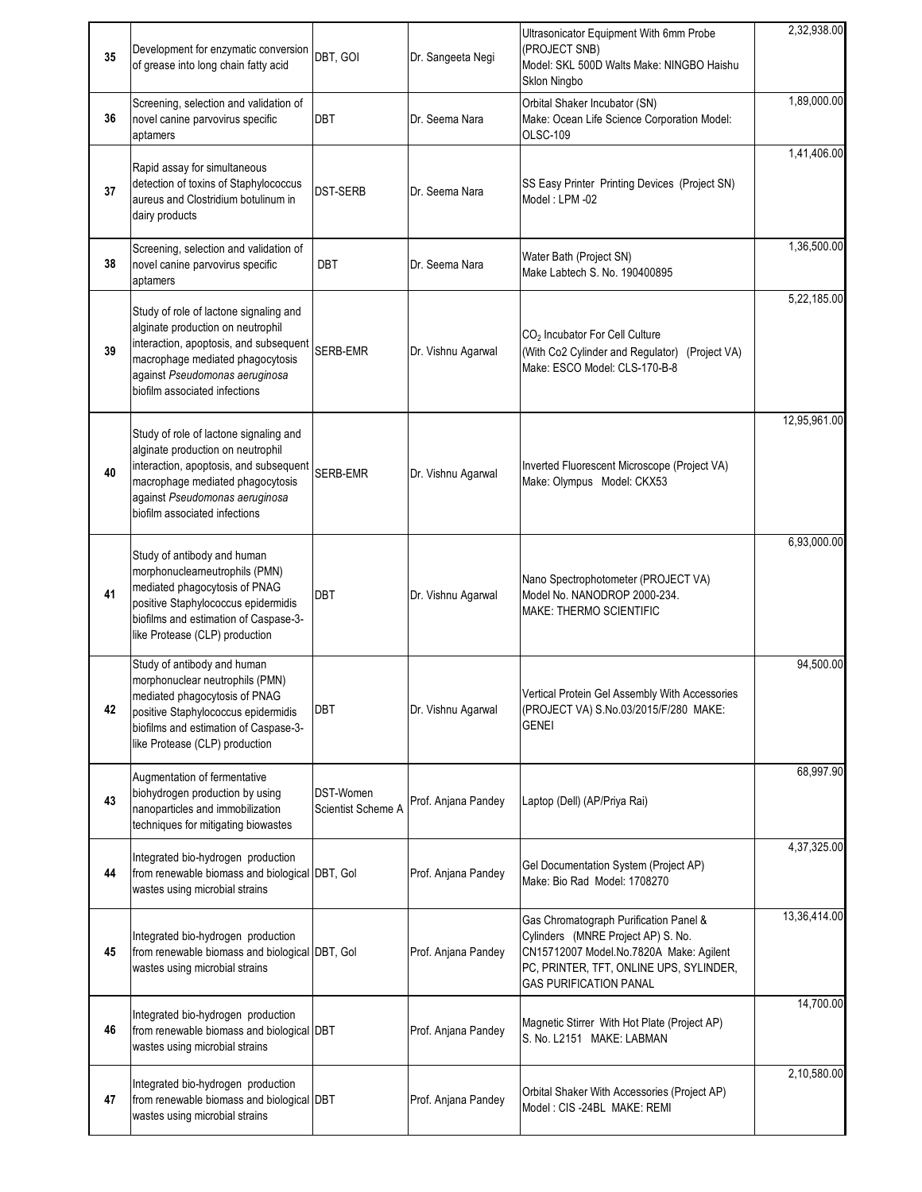| 35 | Development for enzymatic conversion of grease into long chain fatty acid | DBT, GOI | Dr. Sangeeta Negi | Ultrasonicator Equipment With 6mm Probe (PROJECT SNB) Model: SKL 500D Walts Make: NINGBO Haishu Sklon Ningbo | 2,32,938.00 |
|---|---|---|---|---|---|
| 36 | Screening, selection and validation of novel canine parvovirus specific aptamers | DBT | Dr. Seema Nara | Orbital Shaker Incubator (SN) Make: Ocean Life Science Corporation Model: OLSC-109 | 1,89,000.00 |
| 37 | Rapid assay for simultaneous detection of toxins of Staphylococcus aureus and Clostridium botulinum in dairy products | DST-SERB | Dr. Seema Nara | SS Easy Printer Printing Devices (Project SN) Model : LPM -02 | 1,41,406.00 |
| 38 | Screening, selection and validation of novel canine parvovirus specific aptamers | DBT | Dr. Seema Nara | Water Bath (Project SN) Make Labtech S. No. 190400895 | 1,36,500.00 |
| 39 | Study of role of lactone signaling and alginate production on neutrophil interaction, apoptosis, and subsequent macrophage mediated phagocytosis against *Pseudomonas aeruginosa* biofilm associated infections | SERB-EMR | Dr. Vishnu Agarwal | $CO_2$ Incubator For Cell Culture (With Co2 Cylinder and Regulator) (Project VA) Make: ESCO Model: CLS-170-B-8 | 5,22,185.00 |
| 40 | Study of role of lactone signaling and alginate production on neutrophil interaction, apoptosis, and subsequent macrophage mediated phagocytosis against *Pseudomonas aeruginosa* biofilm associated infections | SERB-EMR | Dr. Vishnu Agarwal | Inverted Fluorescent Microscope (Project VA) Make: Olympus Model: CKX53 | 12,95,961.00 |
| 41 | Study of antibody and human morphonuclearneutrophils (PMN) mediated phagocytosis of PNAG positive Staphylococcus epidermidis biofilms and estimation of Caspase-3-like Protease (CLP) production | DBT | Dr. Vishnu Agarwal | Nano Spectrophotometer (PROJECT VA) Model No. NANODROP 2000-234. MAKE: THERMO SCIENTIFIC | 6,93,000.00 |
| 42 | Study of antibody and human morphonuclear neutrophils (PMN) mediated phagocytosis of PNAG positive Staphylococcus epidermidis biofilms and estimation of Caspase-3-like Protease (CLP) production | DBT | Dr. Vishnu Agarwal | Vertical Protein Gel Assembly With Accessories (PROJECT VA) S.No.03/2015/F/280 MAKE: GENEI | 94,500.00 |
| 43 | Augmentation of fermentative biohydrogen production by using nanoparticles and immobilization techniques for mitigating biowastes | DST-Women Scientist Scheme A | Prof. Anjana Pandey | Laptop (Dell) (AP/Priya Rai) | 68,997.90 |
| 44 | Integrated bio-hydrogen production from renewable biomass and biological wastes using microbial strains | DBT, GoI | Prof. Anjana Pandey | Gel Documentation System (Project AP) Make: Bio Rad Model: 1708270 | 4,37,325.00 |
| 45 | Integrated bio-hydrogen production from renewable biomass and biological wastes using microbial strains | DBT, GoI | Prof. Anjana Pandey | Gas Chromatograph Purification Panel & Cylinders (MNRE Project AP) S. No. CN15712007 Model.No.7820A Make: Agilent PC, PRINTER, TFT, ONLINE UPS, SYLINDER, GAS PURIFICATION PANAL | 13,36,414.00 |
| 46 | Integrated bio-hydrogen production from renewable biomass and biological wastes using microbial strains | DBT | Prof. Anjana Pandey | Magnetic Stirrer With Hot Plate (Project AP) S. No. L2151 MAKE: LABMAN | 14,700.00 |
| 47 | Integrated bio-hydrogen production from renewable biomass and biological wastes using microbial strains | DBT | Prof. Anjana Pandey | Orbital Shaker With Accessories (Project AP) Model : CIS -24BL MAKE: REMI | 2,10,580.00 |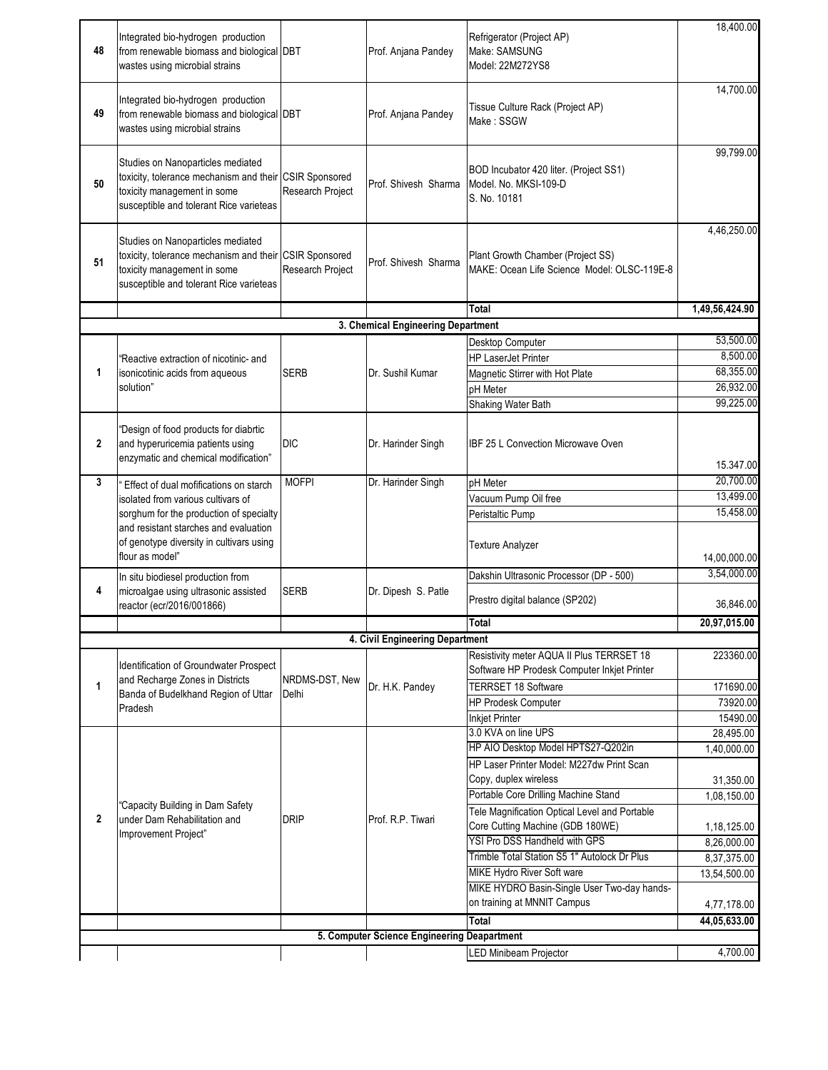| | | | | | |
|---|---|---|---|---|---|
| 48 | Integrated bio-hydrogen production from renewable biomass and biological wastes using microbial strains | DBT | Prof. Anjana Pandey | Refrigerator (Project AP) Make: SAMSUNG Model: 22M272YS8 | 18,400.00 |
| 49 | Integrated bio-hydrogen production from renewable biomass and biological wastes using microbial strains | DBT | Prof. Anjana Pandey | Tissue Culture Rack (Project AP) Make : SSGW | 14,700.00 |
| 50 | Studies on Nanoparticles mediated toxicity, tolerance mechanism and their toxicity management in some susceptible and tolerant Rice varieteas | CSIR Sponsored Research Project | Prof. Shivesh Sharma | BOD Incubator 420 liter. (Project SS1) Model. No. MKSI-109-D S. No. 10181 | 99,799.00 |
| 51 | Studies on Nanoparticles mediated toxicity, tolerance mechanism and their toxicity management in some susceptible and tolerant Rice varieteas | CSIR Sponsored Research Project | Prof. Shivesh Sharma | Plant Growth Chamber (Project SS) MAKE: Ocean Life Science Model: OLSC-119E-8 | 4,46,250.00 |
| | | | | **Total** | **1,49,56,424.90** |
| | | | **3. Chemical Engineering Department** | | |
| 1 | "Reactive extraction of nicotinic- and isonicotinic acids from aqueous solution" | SERB | Dr. Sushil Kumar | Desktop Computer | 53,500.00 |
| | | | | HP LaserJet Printer | 8,500.00 |
| | | | | Magnetic Stirrer with Hot Plate | 68,355.00 |
| | | | | pH Meter | 26,932.00 |
| | | | | Shaking Water Bath | 99,225.00 |
| 2 | "Design of food products for diabrtic and hyperuricemia patients using enzymatic and chemical modification" | DIC | Dr. Harinder Singh | IBF 25 L Convection Microwave Oven | 15.347.00 |
| 3 | " Effect of dual mofifications on starch isolated from various cultivars of sorghum for the production of specialty and resistant starches and evaluation of genotype diversity in cultivars using flour as model" | MOFPI | Dr. Harinder Singh | pH Meter | 20,700.00 |
| | | | | Vacuum Pump Oil free | 13,499.00 |
| | | | | Peristaltic Pump | 15,458.00 |
| | | | | Texture Analyzer | 14,00,000.00 |
| 4 | In situ biodiesel production from microalgae using ultrasonic assisted reactor (ecr/2016/001866) | SERB | Dr. Dipesh S. Patle | Dakshin Ultrasonic Processor (DP - 500) | 3,54,000.00 |
| | | | | Prestro digital balance (SP202) | 36,846.00 |
| | | | | **Total** | **20,97,015.00** |
| | | | **4. Civil Engineering Department** | | |
| 1 | Identification of Groundwater Prospect and Recharge Zones in Districts Banda of Budelkhand Region of Uttar Pradesh | NRDMS-DST, New Delhi | Dr. H.K. Pandey | Resistivity meter AQUA II Plus TERRSET 18 Software HP Prodesk Computer Inkjet Printer | 223360.00 |
| | | | | TERRSET 18 Software | 171690.00 |
| | | | | HP Prodesk Computer | 73920.00 |
| | | | | Inkjet Printer | 15490.00 |
| 2 | "Capacity Building in Dam Safety under Dam Rehabilitation and Improvement Project" | DRIP | Prof. R.P. Tiwari | 3.0 KVA on line UPS | 28,495.00 |
| | | | | HP AIO Desktop Model HPTS27-Q202in | 1,40,000.00 |
| | | | | HP Laser Printer Model: M227dw Print Scan Copy, duplex wireless | 31,350.00 |
| | | | | Portable Core Drilling Machine Stand | 1,08,150.00 |
| | | | | Tele Magnification Optical Level and Portable Core Cutting Machine (GDB 180WE) | 1,18,125.00 |
| | | | | YSI Pro DSS Handheld with GPS | 8,26,000.00 |
| | | | | Trimble Total Station S5 1" Autolock Dr Plus | 8,37,375.00 |
| | | | | MIKE Hydro River Soft ware | 13,54,500.00 |
| | | | | MIKE HYDRO Basin-Single User Two-day hands-on training at MNNIT Campus | 4,77,178.00 |
| | | | | **Total** | **44,05,633.00** |
| | | | **5. Computer Science Engineering Deapartment** | | |
| | | | | LED Minibeam Projector | 4,700.00 |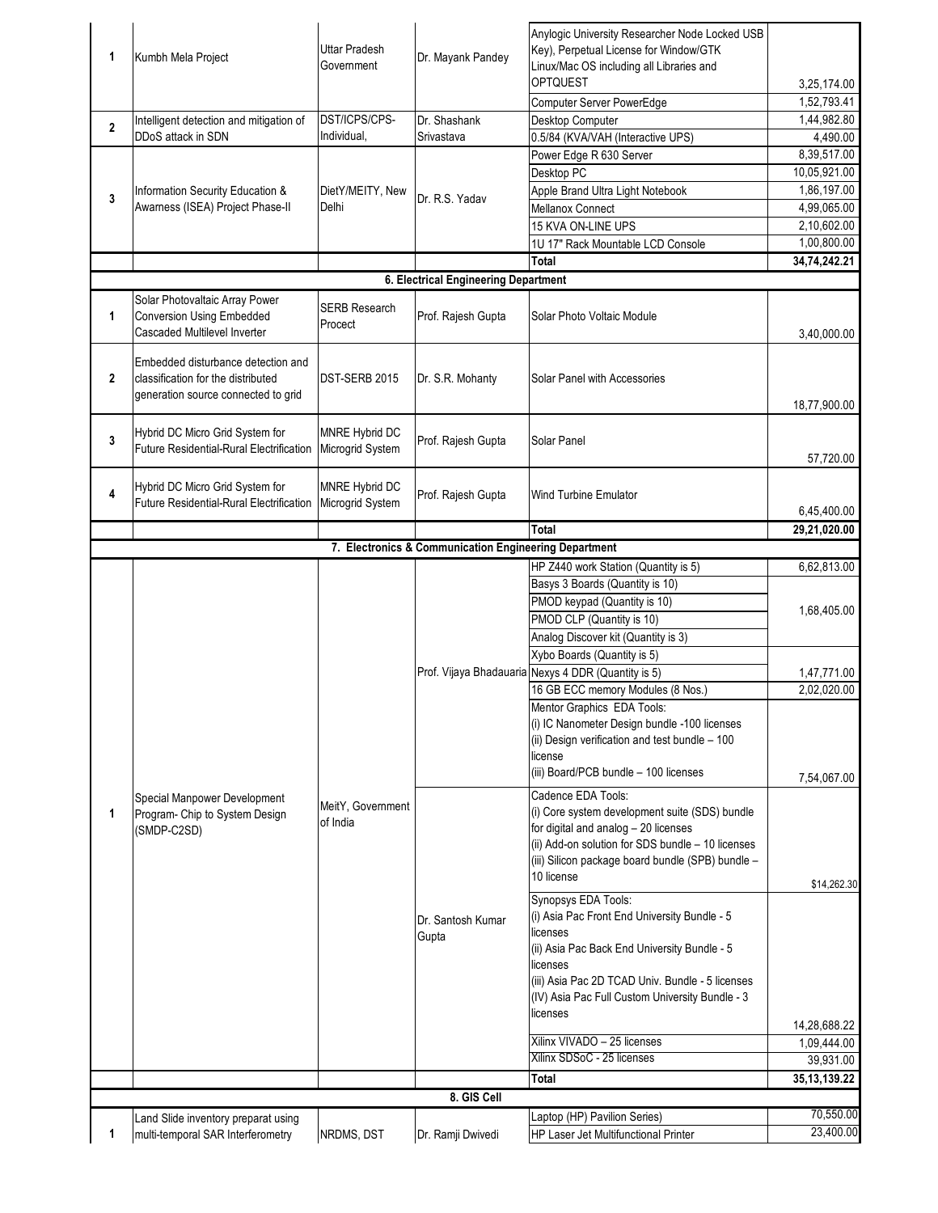| | | | | | |
|---|---|---|---|---|---|
| 1 | Kumbh Mela Project | Uttar Pradesh Government | Dr. Mayank Pandey | Anylogic University Researcher Node Locked USB Key), Perpetual License for Window/GTK Linux/Mac OS including all Libraries and OPTQUEST | 3,25,174.00 |
| | | | | Computer Server PowerEdge | 1,52,793.41 |
| 2 | Intelligent detection and mitigation of DDoS attack in SDN | DST/ICPS/CPS-Individual, | Dr. Shashank Srivastava | Desktop Computer | 1,44,982.80 |
| | | | | 0.5/84 (KVA/VAH (Interactive UPS) | 4,490.00 |
| 3 | Information Security Education & Awarness (ISEA) Project Phase-II | DietY/MEITY, New Delhi | Dr. R.S. Yadav | Power Edge R 630 Server | 8,39,517.00 |
| | | | | Desktop PC | 10,05,921.00 |
| | | | | Apple Brand Ultra Light Notebook | 1,86,197.00 |
| | | | | Mellanox Connect | 4,99,065.00 |
| | | | | 15 KVA ON-LINE UPS | 2,10,602.00 |
| | | | | 1U 17" Rack Mountable LCD Console | 1,00,800.00 |
| | | | | **Total** | **34,74,242.21** |
| | | | **6. Electrical Engineering Department** | | |
| 1 | Solar Photovaltaic Array Power Conversion Using Embedded Cascaded Multilevel Inverter | SERB Research Procect | Prof. Rajesh Gupta | Solar Photo Voltaic Module | 3,40,000.00 |
| 2 | Embedded disturbance detection and classification for the distributed generation source connected to grid | DST-SERB 2015 | Dr. S.R. Mohanty | Solar Panel with Accessories | 18,77,900.00 |
| 3 | Hybrid DC Micro Grid System for Future Residential-Rural Electrification | MNRE Hybrid DC Microgrid System | Prof. Rajesh Gupta | Solar Panel | 57,720.00 |
| 4 | Hybrid DC Micro Grid System for Future Residential-Rural Electrification | MNRE Hybrid DC Microgrid System | Prof. Rajesh Gupta | Wind Turbine Emulator | 6,45,400.00 |
| | | | | **Total** | **29,21,020.00** |
| | | | **7. Electronics & Communication Engineering Department** | | |
| 1 | Special Manpower Development Program- Chip to System Design (SMDP-C2SD) | MeitY, Government of India | Prof. Vijaya Bhadauaria | HP Z440 work Station (Quantity is 5) | 6,62,813.00 |
| | | | | Basys 3 Boards (Quantity is 10) | |
| | | | | PMOD keypad (Quantity is 10) | 1,68,405.00 |
| | | | | PMOD CLP (Quantity is 10) | |
| | | | | Analog Discover kit (Quantity is 3) | |
| | | | | Xybo Boards (Quantity is 5) | |
| | | | | Nexys 4 DDR (Quantity is 5) | 1,47,771.00 |
| | | | | 16 GB ECC memory Modules (8 Nos.) | 2,02,020.00 |
| | | | | Mentor Graphics EDA Tools: (i) IC Nanometer Design bundle -100 licenses (ii) Design verification and test bundle – 100 license (iii) Board/PCB bundle – 100 licenses | 7,54,067.00 |
| | | | Dr. Santosh Kumar Gupta | Cadence EDA Tools: (i) Core system development suite (SDS) bundle for digital and analog – 20 licenses (ii) Add-on solution for SDS bundle – 10 licenses (iii) Silicon package board bundle (SPB) bundle – 10 license | $14,262.30 |
| | | | | Synopsys EDA Tools: (i) Asia Pac Front End University Bundle - 5 licenses (ii) Asia Pac Back End University Bundle - 5 licenses (iii) Asia Pac 2D TCAD Univ. Bundle - 5 licenses (IV) Asia Pac Full Custom University Bundle - 3 licenses | 14,28,688.22 |
| | | | | Xilinx VIVADO – 25 licenses | 1,09,444.00 |
| | | | | Xilinx SDSoC - 25 licenses | 39,931.00 |
| | | | | **Total** | **35,13,139.22** |
| | | | **8. GIS Cell** | | |
| 1 | Land Slide inventory preparat using multi-temporal SAR Interferometry | NRDMS, DST | Dr. Ramji Dwivedi | Laptop (HP) Pavilion Series) | 70,550.00 |
| | | | | HP Laser Jet Multifunctional Printer | 23,400.00 |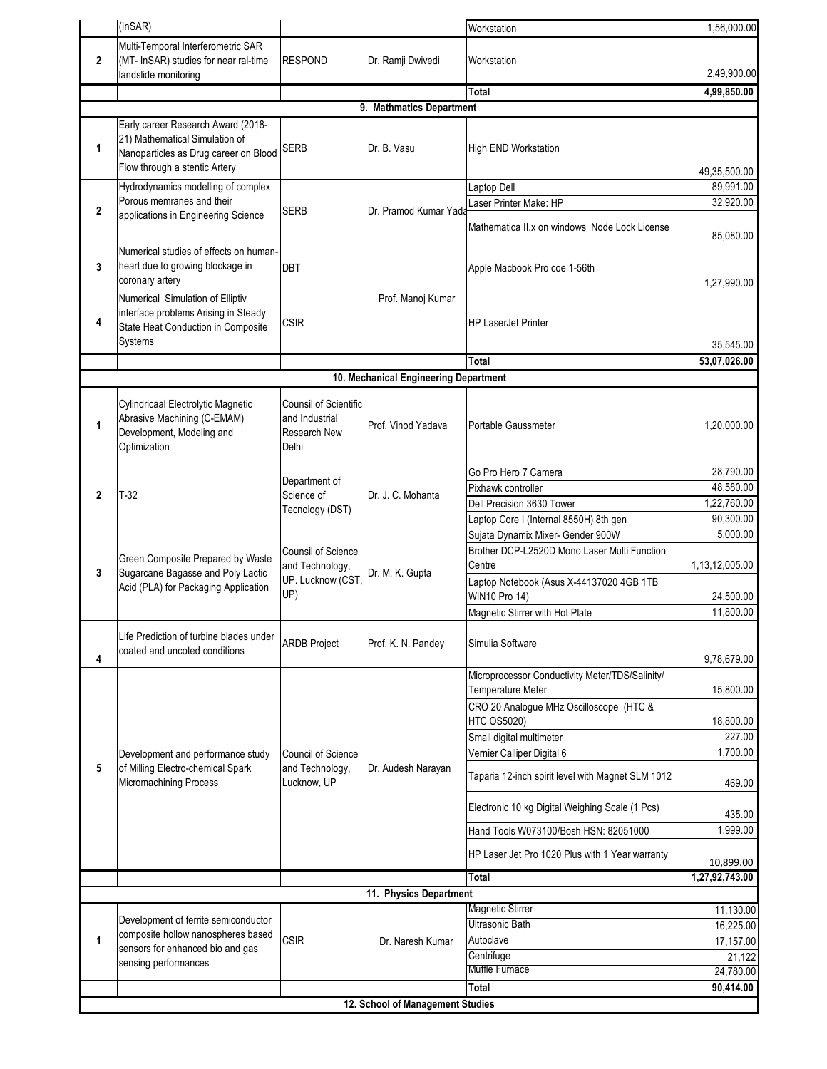| | | | | | |
|---|---|---|---|---|---|
| | (InSAR) | | | Workstation | 1,56,000.00 |
| 2 | Multi-Temporal Interferometric SAR (MT- InSAR) studies for near ral-time landslide monitoring | RESPOND | Dr. Ramji Dwivedi | Workstation | 2,49,900.00 |
| | | | | **Total** | **4,99,850.00** |
| | | | **9. Mathmatics Department** | | |
| 1 | Early career Research Award (2018-21) Mathematical Simulation of Nanoparticles as Drug career on Blood Flow through a stentic Artery | SERB | Dr. B. Vasu | High END Workstation | 49,35,500.00 |
| 2 | Hydrodynamics modelling of complex Porous memranes and their applications in Engineering Science | SERB | Dr. Pramod Kumar Yada | Laptop Dell | 89,991.00 |
| | | | | Laser Printer Make: HP | 32,920.00 |
| | | | | Mathematica II.x on windows Node Lock License | 85,080.00 |
| 3 | Numerical studies of effects on human-heart due to growing blockage in coronary artery | DBT | Prof. Manoj Kumar | Apple Macbook Pro coe 1-56th | 1,27,990.00 |
| 4 | Numerical Simulation of Elliptiv interface problems Arising in Steady State Heat Conduction in Composite Systems | CSIR | | HP LaserJet Printer | 35,545.00 |
| | | | | **Total** | **53,07,026.00** |
| | | | **10. Mechanical Engineering Department** | | |
| 1 | Cylindricaal Electrolytic Magnetic Abrasive Machining (C-EMAM) Development, Modeling and Optimization | Counsil of Scientific and Industrial Research New Delhi | Prof. Vinod Yadava | Portable Gaussmeter | 1,20,000.00 |
| 2 | T-32 | Department of Science of Tecnology (DST) | Dr. J. C. Mohanta | Go Pro Hero 7 Camera | 28,790.00 |
| | | | | Pixhawk controller | 48,580.00 |
| | | | | Dell Precision 3630 Tower | 1,22,760.00 |
| | | | | Laptop Core I (Internal 8550H) 8th gen | 90,300.00 |
| 3 | Green Composite Prepared by Waste Sugarcane Bagasse and Poly Lactic Acid (PLA) for Packaging Application | Counsil of Science and Technology, UP. Lucknow (CST, UP) | Dr. M. K. Gupta | Sujata Dynamix Mixer- Gender 900W | 5,000.00 |
| | | | | Brother DCP-L2520D Mono Laser Multi Function Centre | 1,13,12,005.00 |
| | | | | Laptop Notebook (Asus X-44137020 4GB 1TB WIN10 Pro 14) | 24,500.00 |
| | | | | Magnetic Stirrer with Hot Plate | 11,800.00 |
| 4 | Life Prediction of turbine blades under coated and uncoted conditions | ARDB Project | Prof. K. N. Pandey | Simulia Software | 9,78,679.00 |
| 5 | Development and performance study of Milling Electro-chemical Spark Micromachining Process | Council of Science and Technology, Lucknow, UP | Dr. Audesh Narayan | Microprocessor Conductivity Meter/TDS/Salinity/ Temperature Meter | 15,800.00 |
| | | | | CRO 20 Analogue MHz Oscilloscope (HTC & HTC OS5020) | 18,800.00 |
| | | | | Small digital multimeter | 227.00 |
| | | | | Vernier Calliper Digital 6 | 1,700.00 |
| | | | | Taparia 12-inch spirit level with Magnet SLM 1012 | 469.00 |
| | | | | Electronic 10 kg Digital Weighing Scale (1 Pcs) | 435.00 |
| | | | | Hand Tools W073100/Bosh HSN: 82051000 | 1,999.00 |
| | | | | HP Laser Jet Pro 1020 Plus with 1 Year warranty | 10,899.00 |
| | | | | **Total** | **1,27,92,743.00** |
| | | | **11. Physics Department** | | |
| 1 | Development of ferrite semiconductor composite hollow nanospheres based sensors for enhanced bio and gas sensing performances | CSIR | Dr. Naresh Kumar | Magnetic Stirrer | 11,130.00 |
| | | | | Ultrasonic Bath | 16,225.00 |
| | | | | Autoclave | 17,157.00 |
| | | | | Centrifuge | 21,122 |
| | | | | Muffle Furnace | 24,780.00 |
| | | | | **Total** | **90,414.00** |
| | | | **12. School of Management Studies** | | |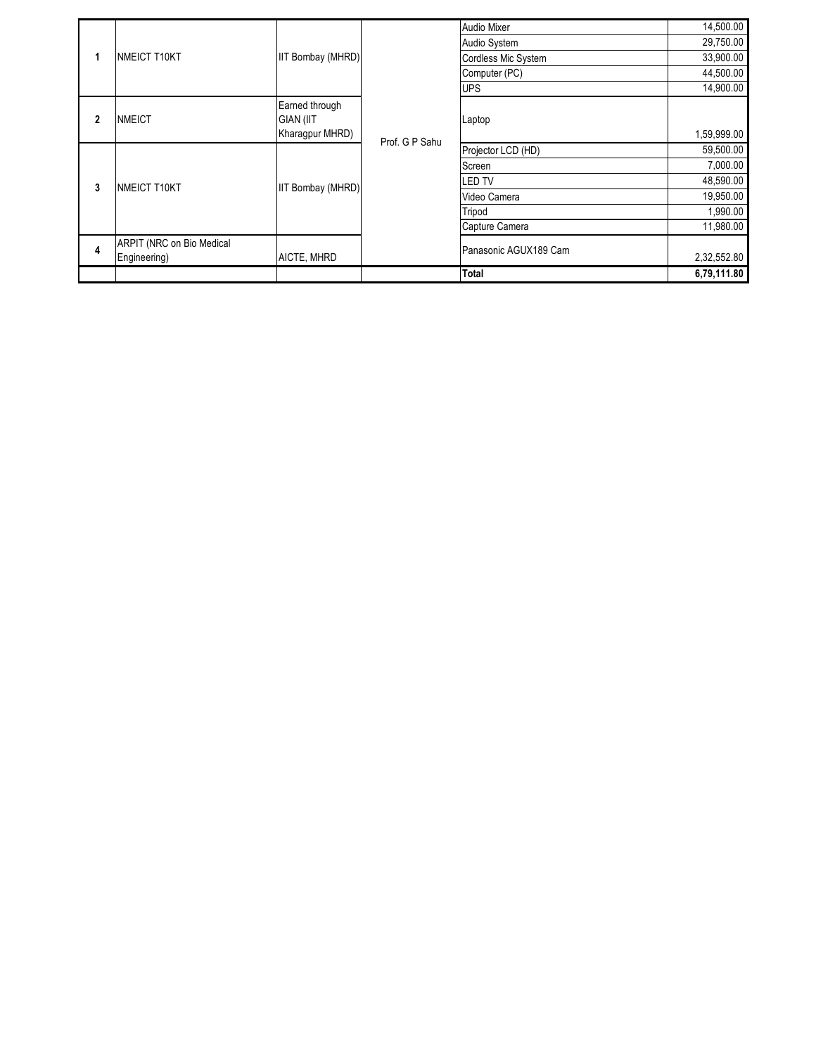| | | | | | |
|---|---|---|---|---|---|
| 1 | NMEICT T10KT | IIT Bombay (MHRD) | Prof. G P Sahu | Audio Mixer | 14,500.00 |
| | | | | Audio System | 29,750.00 |
| | | | | Cordless Mic System | 33,900.00 |
| | | | | Computer (PC) | 44,500.00 |
| | | | | UPS | 14,900.00 |
| 2 | NMEICT | Earned through GIAN (IIT Kharagpur MHRD) | | Laptop | 1,59,999.00 |
| 3 | NMEICT T10KT | IIT Bombay (MHRD) | | Projector LCD (HD) | 59,500.00 |
| | | | | Screen | 7,000.00 |
| | | | | LED TV | 48,590.00 |
| | | | | Video Camera | 19,950.00 |
| | | | | Tripod | 1,990.00 |
| | | | | Capture Camera | 11,980.00 |
| 4 | ARPIT (NRC on Bio Medical Engineering) | AICTE, MHRD | | Panasonic AGUX189 Cam | 2,32,552.80 |
| | | | | **Total** | **6,79,111.80** |